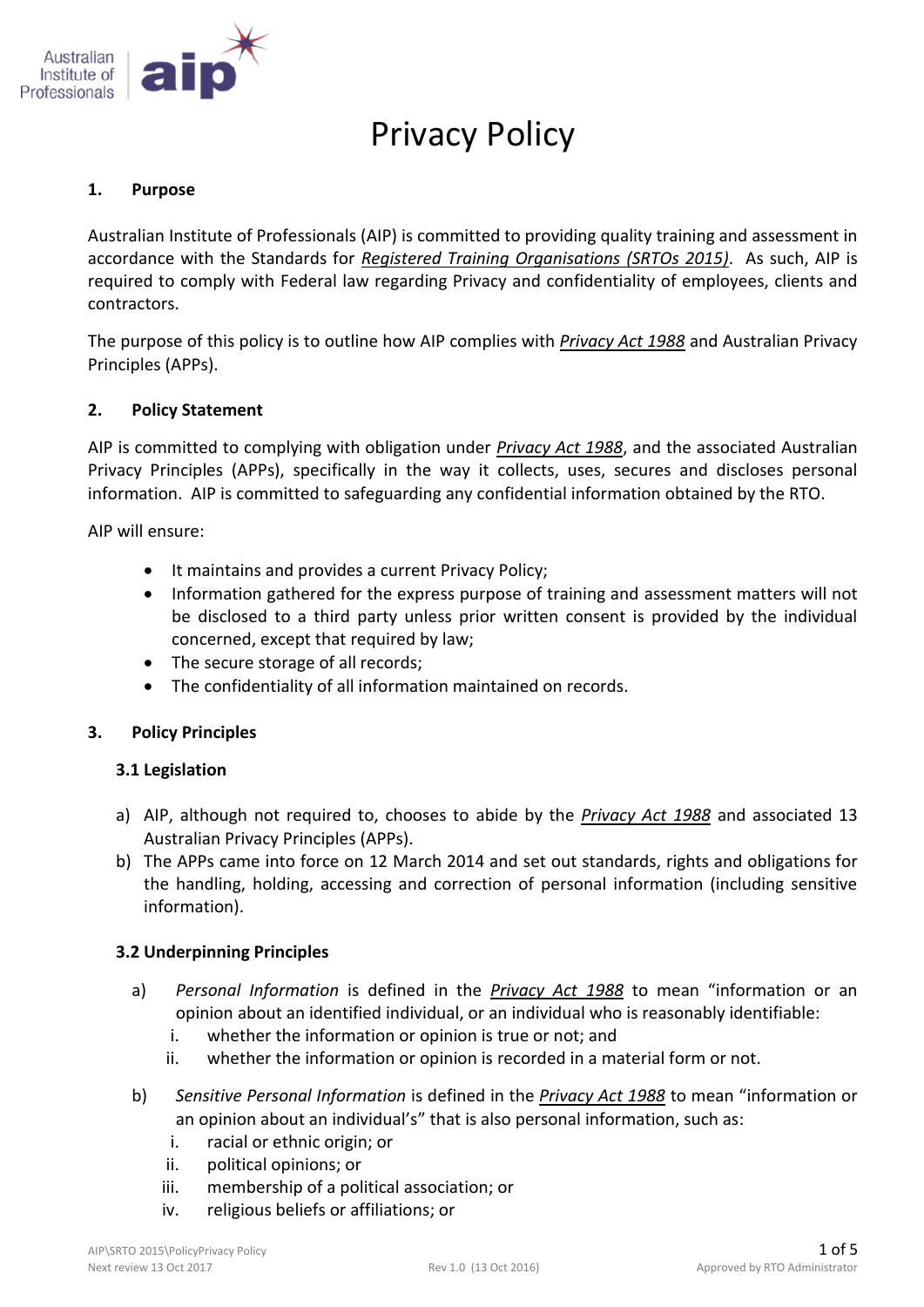Australian Institute of Professionals aip

# Privacy Policy

## 1. Purpose

Australian Institute of Professionals (AIP) is committed to providing quality training and assessment in accordance with the Standards for *Registered Training Organisations (SRTOs 2015)*. As such, AIP is required to comply with Federal law regarding Privacy and confidentiality of employees, clients and contractors.

The purpose of this policy is to outline how AIP complies with *Privacy Act 1988* and Australian Privacy Principles (APPs).

## 2. Policy Statement

AIP is committed to complying with obligation under *Privacy Act 1988*, and the associated Australian Privacy Principles (APPs), specifically in the way it collects, uses, secures and discloses personal information. AIP is committed to safeguarding any confidential information obtained by the RTO.

AIP will ensure:

- It maintains and provides a current Privacy Policy;
- Information gathered for the express purpose of training and assessment matters will not be disclosed to a third party unless prior written consent is provided by the individual concerned, except that required by law;
- The secure storage of all records;
- The confidentiality of all information maintained on records.

## 3. Policy Principles

### 3.1 Legislation

a) AIP, although not required to, chooses to abide by the *Privacy Act 1988* and associated 13 Australian Privacy Principles (APPs).

b) The APPs came into force on 12 March 2014 and set out standards, rights and obligations for the handling, holding, accessing and correction of personal information (including sensitive information).

### 3.2 Underpinning Principles

a) *Personal Information* is defined in the *Privacy Act 1988* to mean "information or an opinion about an identified individual, or an individual who is reasonably identifiable:
   i. whether the information or opinion is true or not; and
   ii. whether the information or opinion is recorded in a material form or not.

b) *Sensitive Personal Information* is defined in the *Privacy Act 1988* to mean "information or an opinion about an individual's" that is also personal information, such as:
   i. racial or ethnic origin; or
   ii. political opinions; or
   iii. membership of a political association; or
   iv. religious beliefs or affiliations; or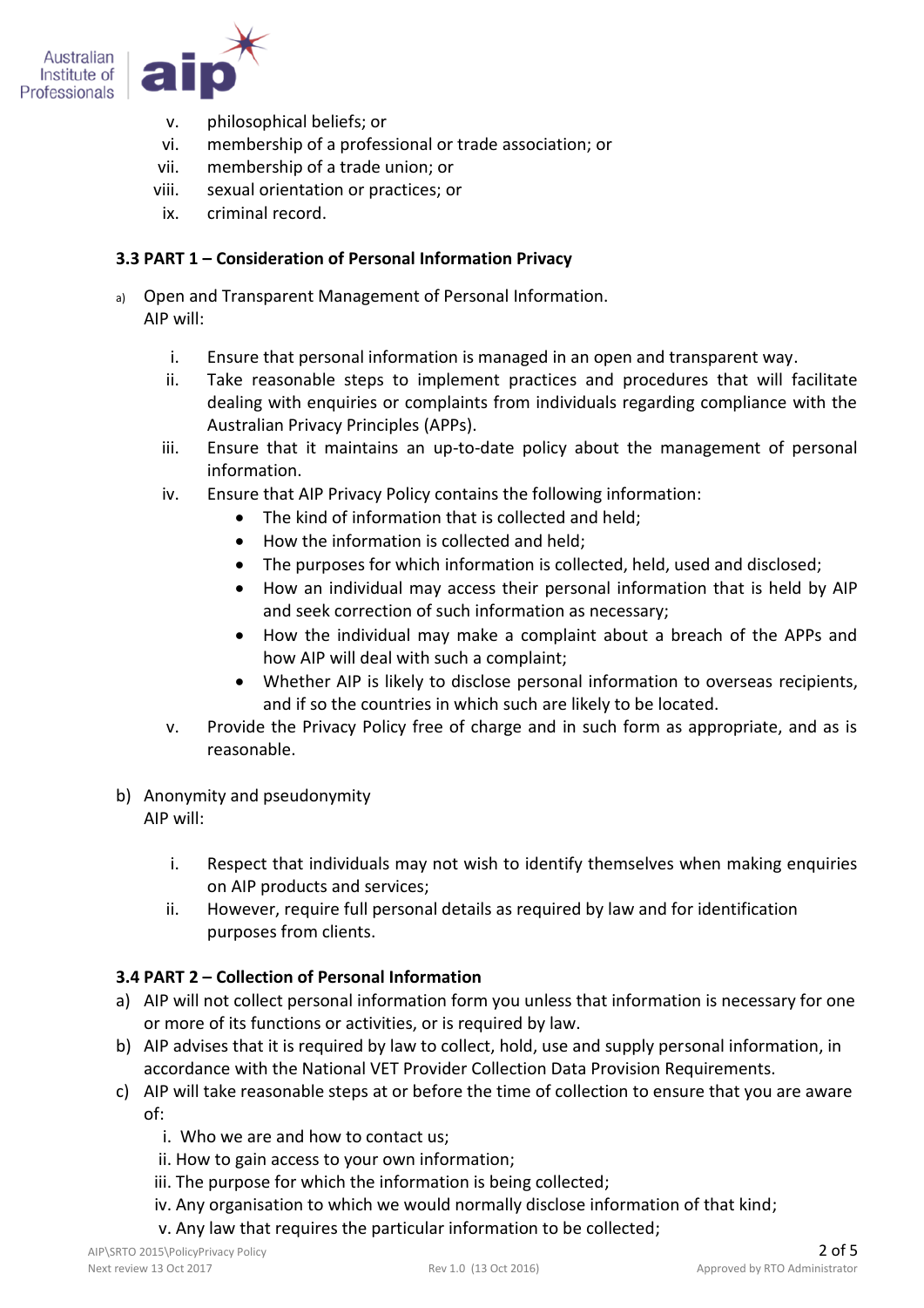v. philosophical beliefs; or
vi. membership of a professional or trade association; or
vii. membership of a trade union; or
viii. sexual orientation or practices; or
ix. criminal record.

### 3.3 PART 1 – Consideration of Personal Information Privacy

a) Open and Transparent Management of Personal Information.
AIP will:

   i. Ensure that personal information is managed in an open and transparent way.
   ii. Take reasonable steps to implement practices and procedures that will facilitate dealing with enquiries or complaints from individuals regarding compliance with the Australian Privacy Principles (APPs).
   iii. Ensure that it maintains an up-to-date policy about the management of personal information.
   iv. Ensure that AIP Privacy Policy contains the following information:
      - The kind of information that is collected and held;
      - How the information is collected and held;
      - The purposes for which information is collected, held, used and disclosed;
      - How an individual may access their personal information that is held by AIP and seek correction of such information as necessary;
      - How the individual may make a complaint about a breach of the APPs and how AIP will deal with such a complaint;
      - Whether AIP is likely to disclose personal information to overseas recipients, and if so the countries in which such are likely to be located.
   v. Provide the Privacy Policy free of charge and in such form as appropriate, and as is reasonable.

b) Anonymity and pseudonymity
AIP will:

   i. Respect that individuals may not wish to identify themselves when making enquiries on AIP products and services;
   ii. However, require full personal details as required by law and for identification purposes from clients.

### 3.4 PART 2 – Collection of Personal Information

a) AIP will not collect personal information form you unless that information is necessary for one or more of its functions or activities, or is required by law.
b) AIP advises that it is required by law to collect, hold, use and supply personal information, in accordance with the National VET Provider Collection Data Provision Requirements.
c) AIP will take reasonable steps at or before the time of collection to ensure that you are aware of:
   i. Who we are and how to contact us;
   ii. How to gain access to your own information;
   iii. The purpose for which the information is being collected;
   iv. Any organisation to which we would normally disclose information of that kind;
   v. Any law that requires the particular information to be collected;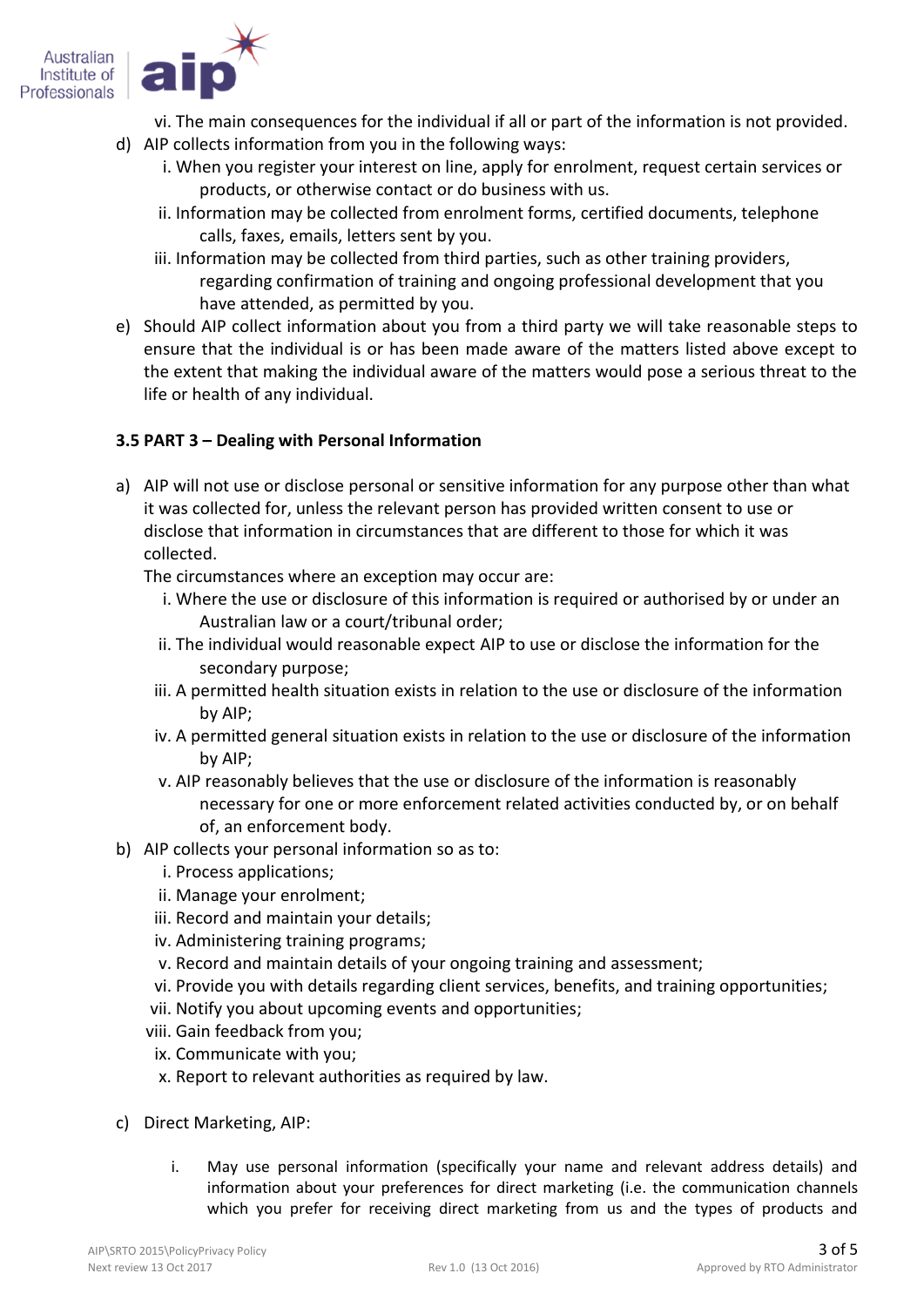vi. The main consequences for the individual if all or part of the information is not provided.

d) AIP collects information from you in the following ways:
   i. When you register your interest on line, apply for enrolment, request certain services or products, or otherwise contact or do business with us.
   ii. Information may be collected from enrolment forms, certified documents, telephone calls, faxes, emails, letters sent by you.
   iii. Information may be collected from third parties, such as other training providers, regarding confirmation of training and ongoing professional development that you have attended, as permitted by you.

e) Should AIP collect information about you from a third party we will take reasonable steps to ensure that the individual is or has been made aware of the matters listed above except to the extent that making the individual aware of the matters would pose a serious threat to the life or health of any individual.

### 3.5 PART 3 – Dealing with Personal Information

a) AIP will not use or disclose personal or sensitive information for any purpose other than what it was collected for, unless the relevant person has provided written consent to use or disclose that information in circumstances that are different to those for which it was collected.
   The circumstances where an exception may occur are:
   i. Where the use or disclosure of this information is required or authorised by or under an Australian law or a court/tribunal order;
   ii. The individual would reasonable expect AIP to use or disclose the information for the secondary purpose;
   iii. A permitted health situation exists in relation to the use or disclosure of the information by AIP;
   iv. A permitted general situation exists in relation to the use or disclosure of the information by AIP;
   v. AIP reasonably believes that the use or disclosure of the information is reasonably necessary for one or more enforcement related activities conducted by, or on behalf of, an enforcement body.

b) AIP collects your personal information so as to:
   i. Process applications;
   ii. Manage your enrolment;
   iii. Record and maintain your details;
   iv. Administering training programs;
   v. Record and maintain details of your ongoing training and assessment;
   vi. Provide you with details regarding client services, benefits, and training opportunities;
   vii. Notify you about upcoming events and opportunities;
   viii. Gain feedback from you;
   ix. Communicate with you;
   x. Report to relevant authorities as required by law.

c) Direct Marketing, AIP:

   i. May use personal information (specifically your name and relevant address details) and information about your preferences for direct marketing (i.e. the communication channels which you prefer for receiving direct marketing from us and the types of products and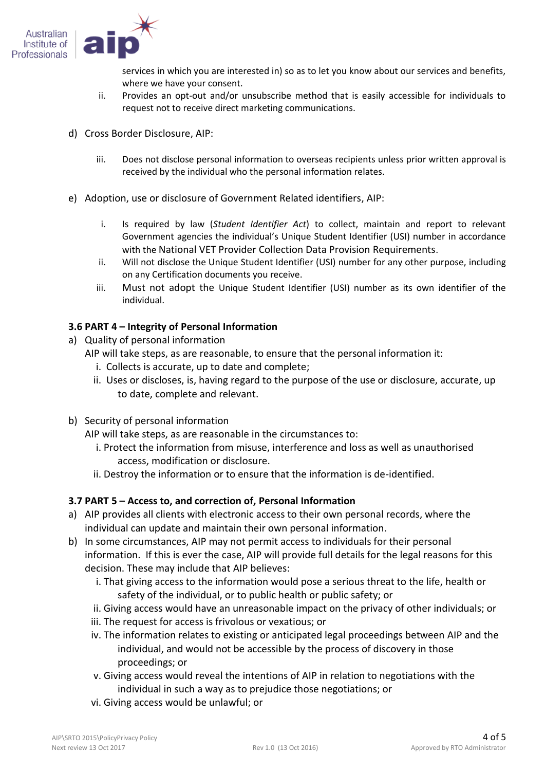services in which you are interested in) so as to let you know about our services and benefits, where we have your consent.

ii. Provides an opt-out and/or unsubscribe method that is easily accessible for individuals to request not to receive direct marketing communications.

d) Cross Border Disclosure, AIP:

iii. Does not disclose personal information to overseas recipients unless prior written approval is received by the individual who the personal information relates.

e) Adoption, use or disclosure of Government Related identifiers, AIP:

i. Is required by law (*Student Identifier Act*) to collect, maintain and report to relevant Government agencies the individual's Unique Student Identifier (USI) number in accordance with the National VET Provider Collection Data Provision Requirements.

ii. Will not disclose the Unique Student Identifier (USI) number for any other purpose, including on any Certification documents you receive.

iii. Must not adopt the Unique Student Identifier (USI) number as its own identifier of the individual.

**3.6 PART 4 – Integrity of Personal Information**

a) Quality of personal information

AIP will take steps, as are reasonable, to ensure that the personal information it:

i. Collects is accurate, up to date and complete;

ii. Uses or discloses, is, having regard to the purpose of the use or disclosure, accurate, up to date, complete and relevant.

b) Security of personal information

AIP will take steps, as are reasonable in the circumstances to:

i. Protect the information from misuse, interference and loss as well as unauthorised access, modification or disclosure.

ii. Destroy the information or to ensure that the information is de-identified.

**3.7 PART 5 – Access to, and correction of, Personal Information**

a) AIP provides all clients with electronic access to their own personal records, where the individual can update and maintain their own personal information.

b) In some circumstances, AIP may not permit access to individuals for their personal information. If this is ever the case, AIP will provide full details for the legal reasons for this decision. These may include that AIP believes:

i. That giving access to the information would pose a serious threat to the life, health or safety of the individual, or to public health or public safety; or

ii. Giving access would have an unreasonable impact on the privacy of other individuals; or

iii. The request for access is frivolous or vexatious; or

iv. The information relates to existing or anticipated legal proceedings between AIP and the individual, and would not be accessible by the process of discovery in those proceedings; or

v. Giving access would reveal the intentions of AIP in relation to negotiations with the individual in such a way as to prejudice those negotiations; or

vi. Giving access would be unlawful; or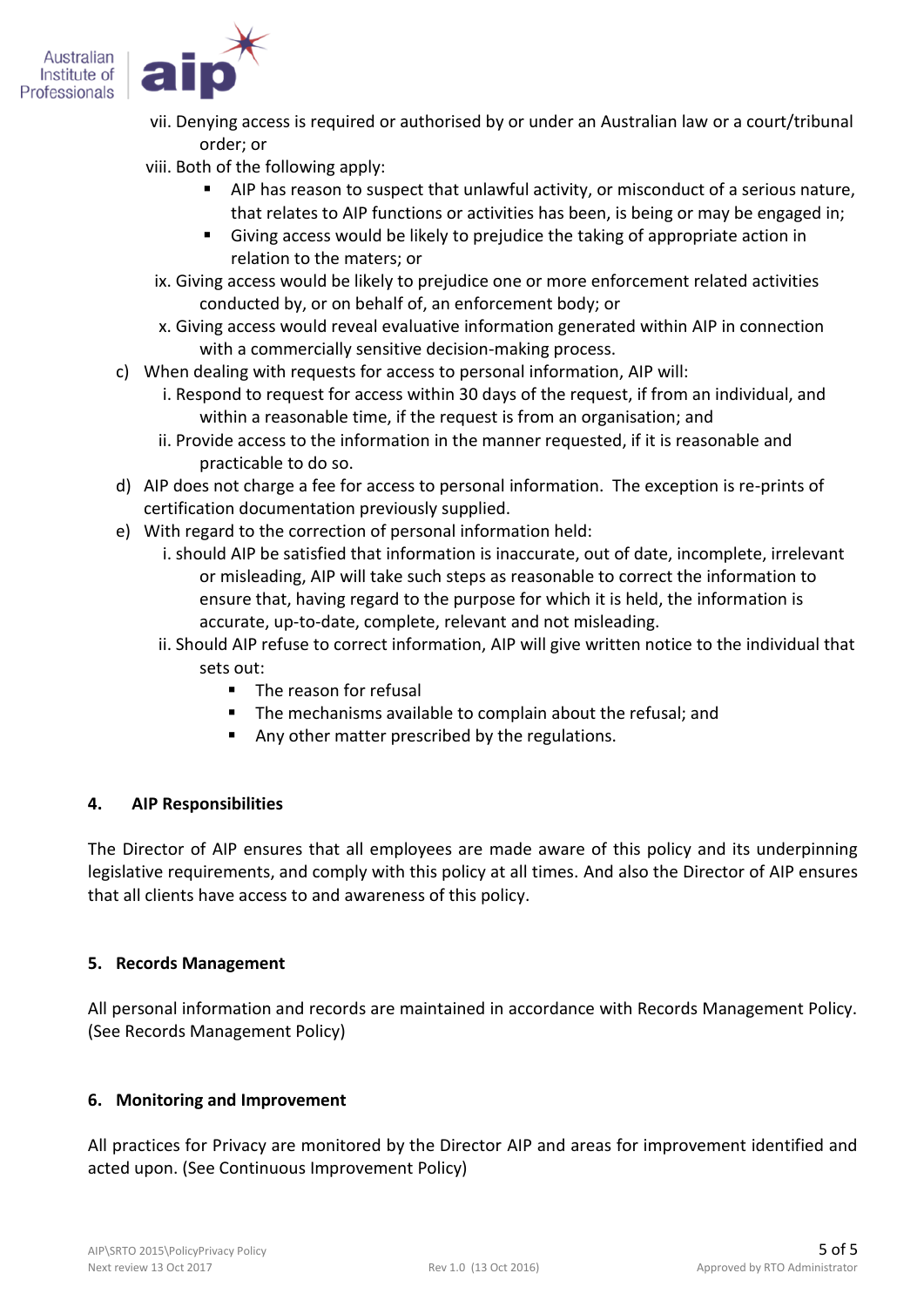vii. Denying access is required or authorised by or under an Australian law or a court/tribunal order; or

viii. Both of the following apply:

- AIP has reason to suspect that unlawful activity, or misconduct of a serious nature, that relates to AIP functions or activities has been, is being or may be engaged in;
- Giving access would be likely to prejudice the taking of appropriate action in relation to the maters; or

ix. Giving access would be likely to prejudice one or more enforcement related activities conducted by, or on behalf of, an enforcement body; or

x. Giving access would reveal evaluative information generated within AIP in connection with a commercially sensitive decision-making process.

c) When dealing with requests for access to personal information, AIP will:

i. Respond to request for access within 30 days of the request, if from an individual, and within a reasonable time, if the request is from an organisation; and

ii. Provide access to the information in the manner requested, if it is reasonable and practicable to do so.

d) AIP does not charge a fee for access to personal information. The exception is re-prints of certification documentation previously supplied.

e) With regard to the correction of personal information held:

i. should AIP be satisfied that information is inaccurate, out of date, incomplete, irrelevant or misleading, AIP will take such steps as reasonable to correct the information to ensure that, having regard to the purpose for which it is held, the information is accurate, up-to-date, complete, relevant and not misleading.

ii. Should AIP refuse to correct information, AIP will give written notice to the individual that sets out:

- The reason for refusal
- The mechanisms available to complain about the refusal; and
- Any other matter prescribed by the regulations.

## 4. AIP Responsibilities

The Director of AIP ensures that all employees are made aware of this policy and its underpinning legislative requirements, and comply with this policy at all times. And also the Director of AIP ensures that all clients have access to and awareness of this policy.

## 5. Records Management

All personal information and records are maintained in accordance with Records Management Policy. (See Records Management Policy)

## 6. Monitoring and Improvement

All practices for Privacy are monitored by the Director AIP and areas for improvement identified and acted upon. (See Continuous Improvement Policy)